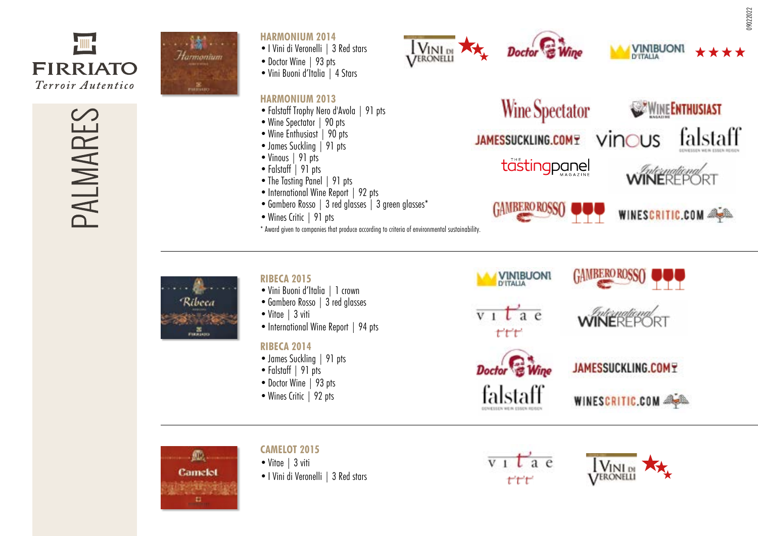FIRRIATO

*Terroir Autentico*

# PALMARES

## HARMONIUM 2014

- I Vini di Veronelli | 3 Red stars
- Doctor Wine | 93 pts
- Vini Buoni d'Italia | 4 Stars

## HARMONIUM 2013

- Falstaff Trophy Nero d'Avola | 91 pts
- Wine Spectator | 90 pts
- Wine Enthusiast | 90 pts
- James Suckling | 91 pts
- Vinous | 91 pts
- Falstaff | 91 pts
- The Tasting Panel | 91 pts
- International Wine Report | 92 pts
- Gambero Rosso | 3 red glasses | 3 green glasses*
- Wines Critic | 91 pts

* Award given to companies that produce according to criteria of environmental sustainability.

---

## RIBECA 2015

- Vini Buoni d'Italia | 1 crown
- Gambero Rosso | 3 red glasses
- Vitae | 3 viti
- International Wine Report | 94 pts

## RIBECA 2014

- James Suckling | 91 pts
- Falstaff | 91 pts
- Doctor Wine | 93 pts
- Wines Critic | 92 pts

---

## CAMELOT 2015

- Vitae | 3 viti
- I Vini di Veronelli | 3 Red stars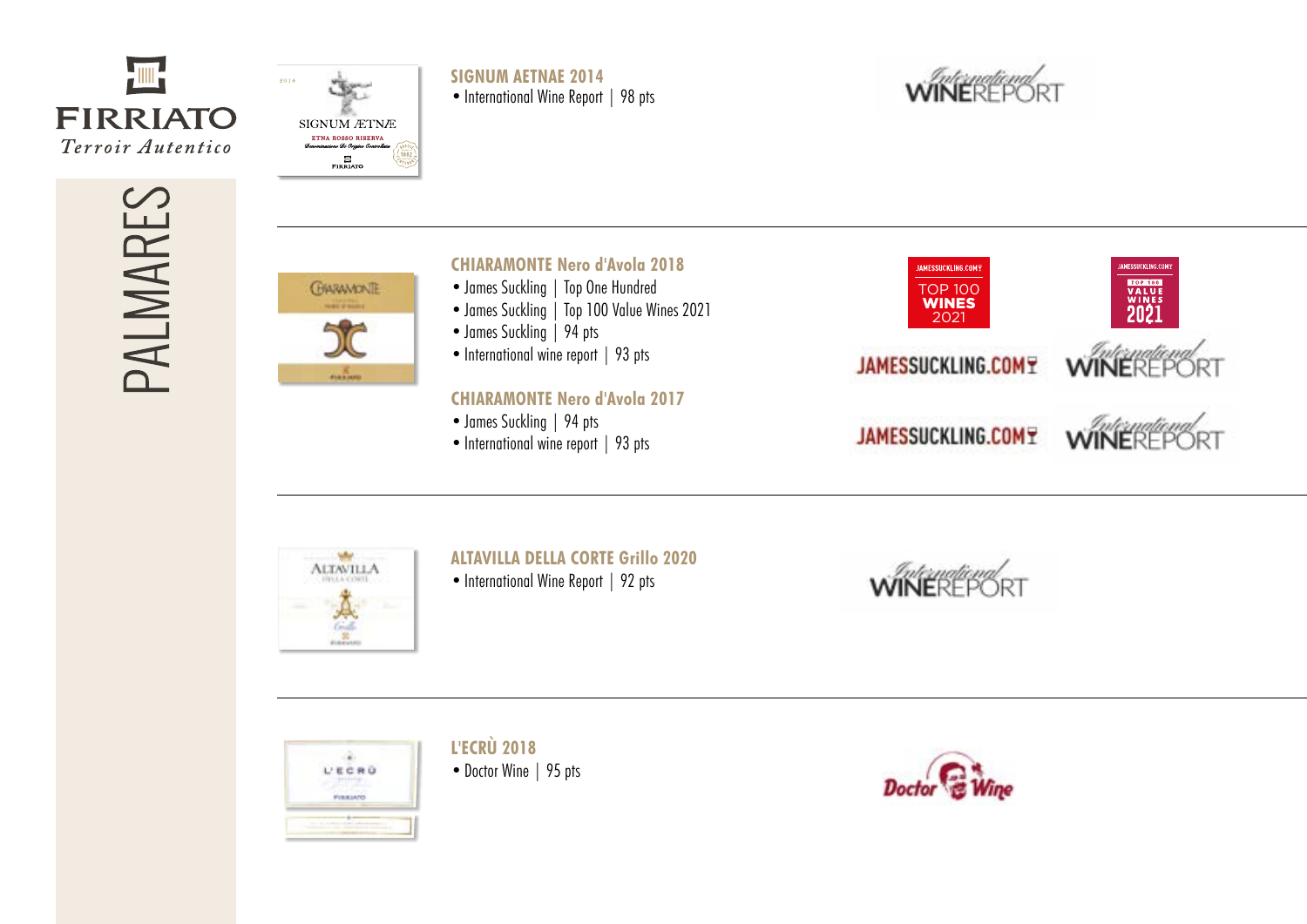# PALMARES

## SIGNUM AETNAE 2014

- International Wine Report | 98 pts

## CHIARAMONTE Nero d'Avola 2018

- James Suckling | Top One Hundred
- James Suckling | Top 100 Value Wines 2021
- James Suckling | 94 pts
- International wine report | 93 pts

## CHIARAMONTE Nero d'Avola 2017

- James Suckling | 94 pts
- International wine report | 93 pts

## ALTAVILLA DELLA CORTE Grillo 2020

- International Wine Report | 92 pts

## L'ECRÙ 2018

- Doctor Wine | 95 pts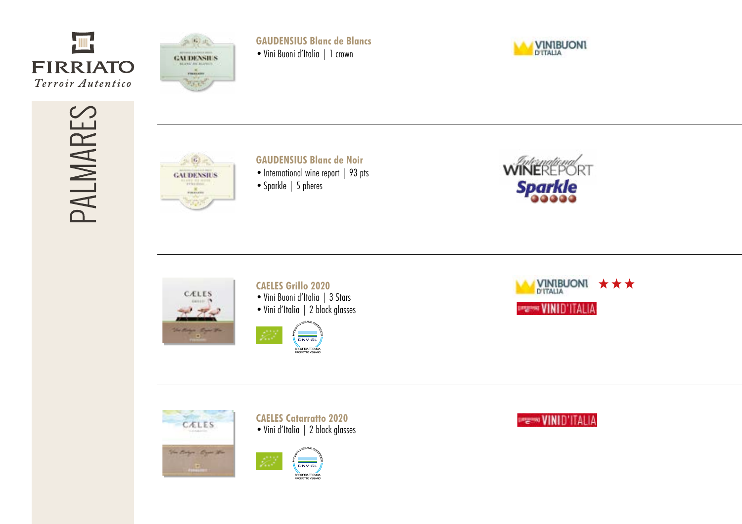FIRRIATO

*Terroir Autentico*

# PALMARES

## GAUDENSIUS Blanc de Blancs

- Vini Buoni d'Italia | 1 crown

## GAUDENSIUS Blanc de Noir

- International wine report | 93 pts
- Sparkle | 5 pheres

## CAELES Grillo 2020

- Vini Buoni d'Italia | 3 Stars
- Vini d'Italia | 2 black glasses

## CAELES Catarratto 2020

- Vini d'Italia | 2 black glasses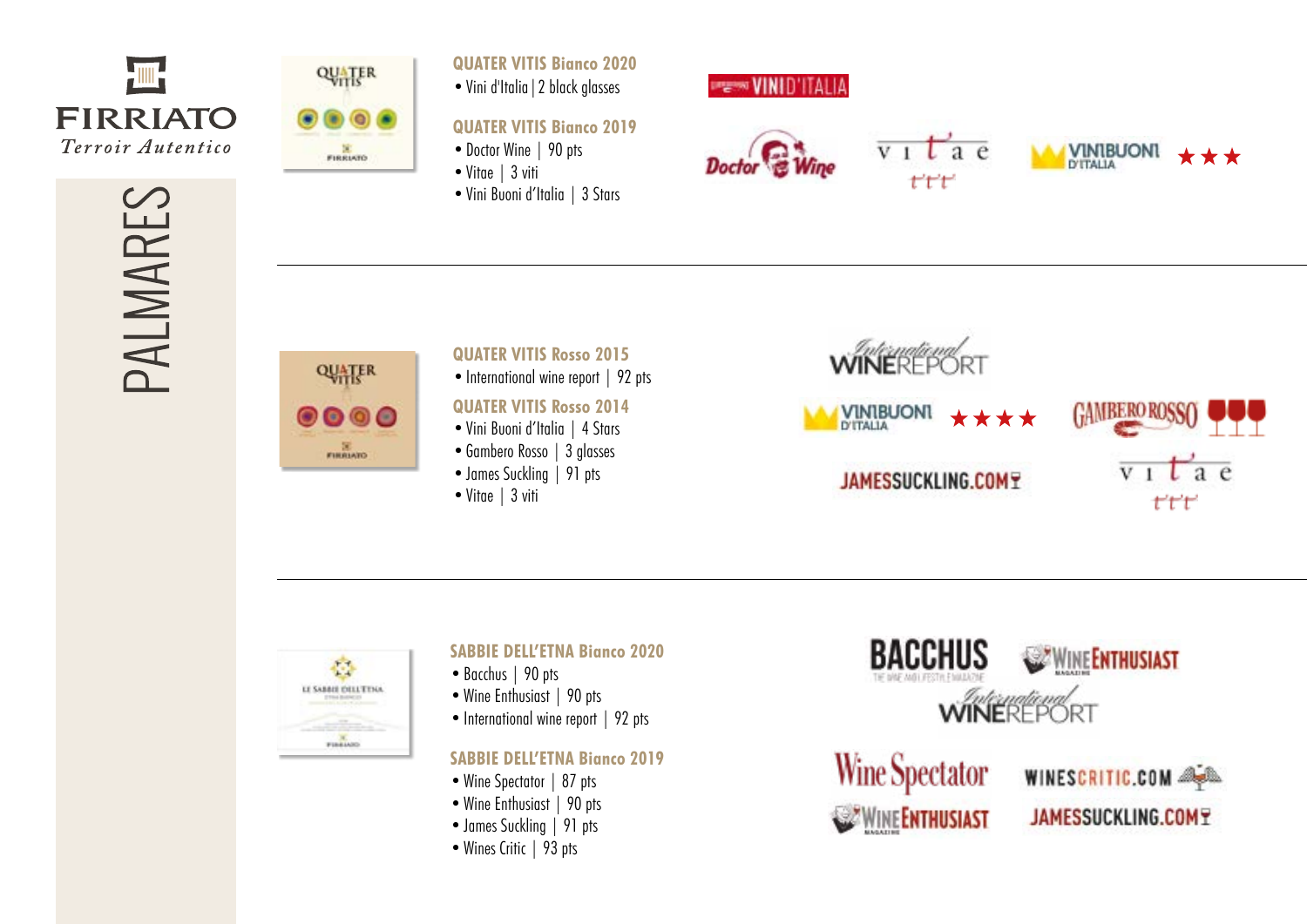# PALMARES

### QUATER VITIS Bianco 2020

- Vini d'Italia | 2 black glasses

### QUATER VITIS Bianco 2019

- Doctor Wine | 90 pts
- Vitae | 3 viti
- Vini Buoni d'Italia | 3 Stars

---

### QUATER VITIS Rosso 2015

- International wine report | 92 pts

### QUATER VITIS Rosso 2014

- Vini Buoni d'Italia | 4 Stars
- Gambero Rosso | 3 glasses
- James Suckling | 91 pts
- Vitae | 3 viti

---

### SABBIE DELL'ETNA Bianco 2020

- Bacchus | 90 pts
- Wine Enthusiast | 90 pts
- International wine report | 92 pts

### SABBIE DELL'ETNA Bianco 2019

- Wine Spectator | 87 pts
- Wine Enthusiast | 90 pts
- James Suckling | 91 pts
- Wines Critic | 93 pts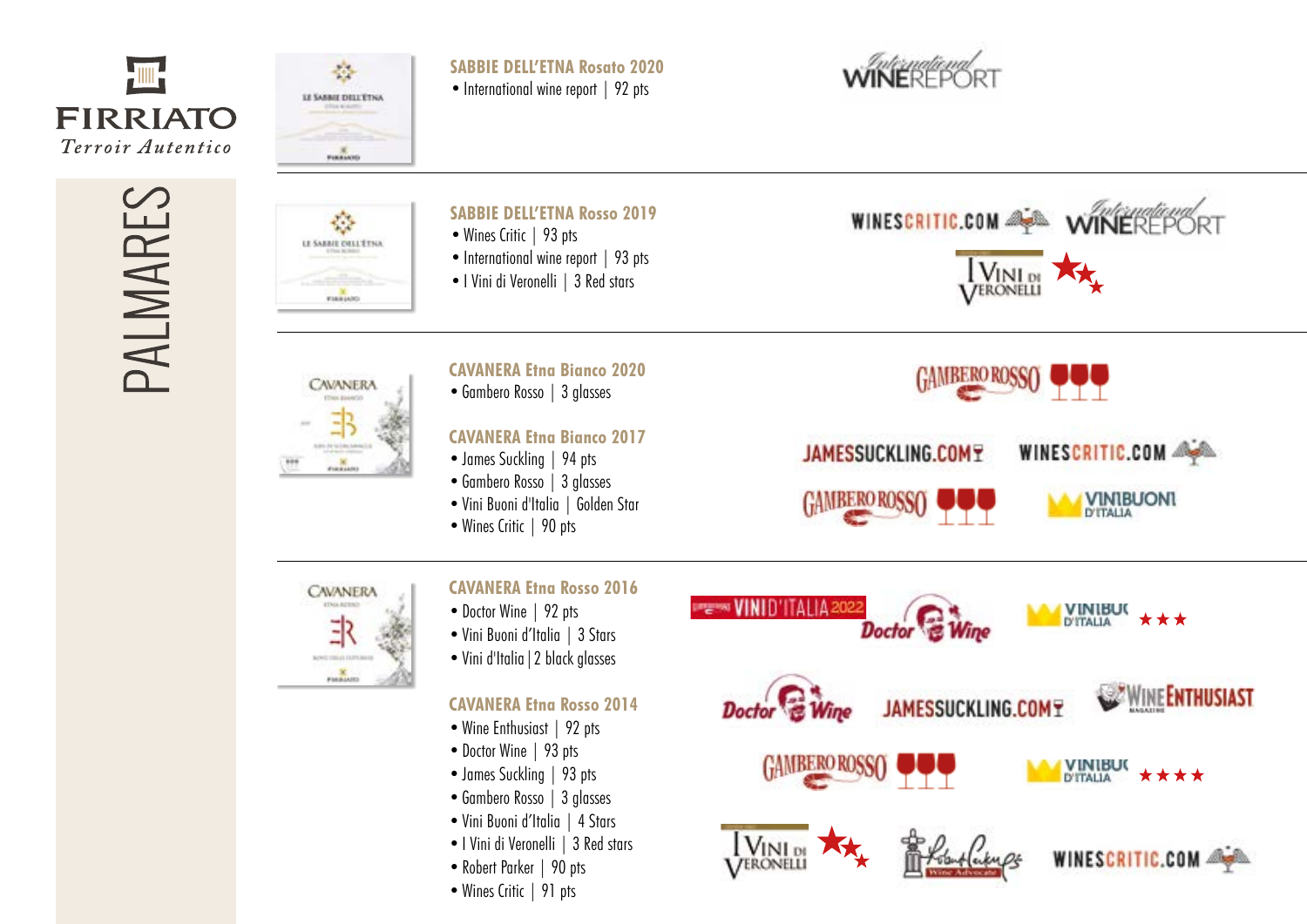FIRRIATO

*Terroir Autentico*

# PALMARES

### SABBIE DELL'ETNA Rosato 2020
- International wine report | 92 pts

### SABBIE DELL'ETNA Rosso 2019
- Wines Critic | 93 pts
- International wine report | 93 pts
- I Vini di Veronelli | 3 Red stars

### CAVANERA Etna Bianco 2020
- Gambero Rosso | 3 glasses

### CAVANERA Etna Bianco 2017
- James Suckling | 94 pts
- Gambero Rosso | 3 glasses
- Vini Buoni d'Italia | Golden Star
- Wines Critic | 90 pts

### CAVANERA Etna Rosso 2016
- Doctor Wine | 92 pts
- Vini Buoni d'Italia | 3 Stars
- Vini d'Italia | 2 black glasses

### CAVANERA Etna Rosso 2014
- Wine Enthusiast | 92 pts
- Doctor Wine | 93 pts
- James Suckling | 93 pts
- Gambero Rosso | 3 glasses
- Vini Buoni d'Italia | 4 Stars
- I Vini di Veronelli | 3 Red stars
- Robert Parker | 90 pts
- Wines Critic | 91 pts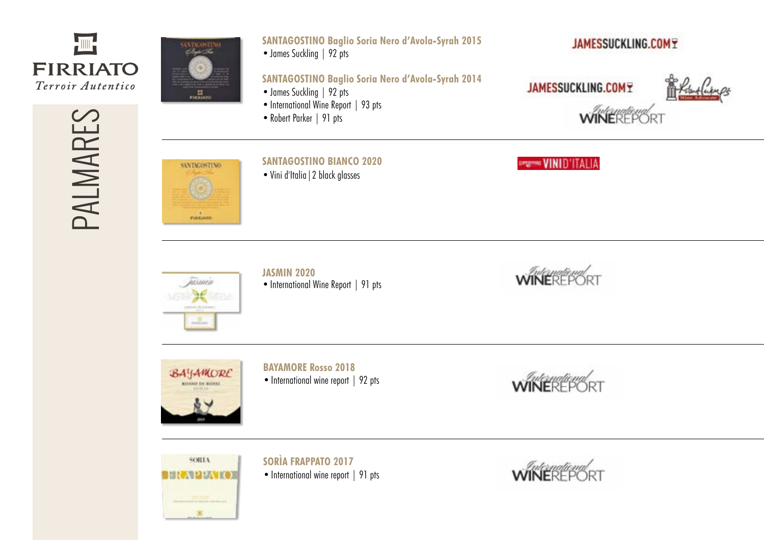FIRRIATO

*Terroir Autentico*

# PALMARES

**SANTAGOSTINO Baglio Soria Nero d'Avola-Syrah 2015**

- James Suckling | 92 pts

**SANTAGOSTINO Baglio Soria Nero d'Avola-Syrah 2014**

- James Suckling | 92 pts
- International Wine Report | 93 pts
- Robert Parker | 91 pts

JAMESSUCKLING.COM

JAMESSUCKLING.COM

International WINEREPORT

**SANTAGOSTINO BIANCO 2020**

- Vini d'Italia | 2 black glasses

VINI D'ITALIA

**JASMIN 2020**

- International Wine Report | 91 pts

International WINEREPORT

**BAYAMORE Rosso 2018**

- International wine report | 92 pts

International WINEREPORT

**SORÌA FRAPPATO 2017**

- International wine report | 91 pts

International WINEREPORT